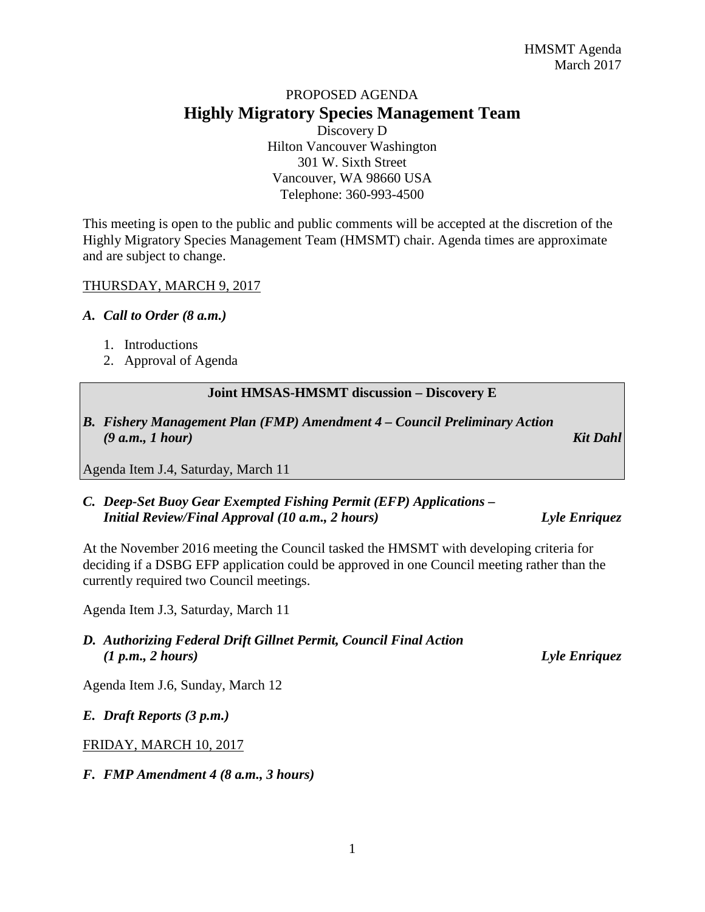PROPOSED AGENDA

# Highly Migratory Species Management Team

Discovery D
Hilton Vancouver Washington
301 W. Sixth Street
Vancouver, WA 98660 USA
Telephone: 360-993-4500

This meeting is open to the public and public comments will be accepted at the discretion of the Highly Migratory Species Management Team (HMSMT) chair. Agenda times are approximate and are subject to change.

THURSDAY, MARCH 9, 2017

### *A. Call to Order (8 a.m.)*

1. Introductions
2. Approval of Agenda

**Joint HMSAS-HMSMT discussion – Discovery E**

### *B. Fishery Management Plan (FMP) Amendment 4 – Council Preliminary Action (9 a.m., 1 hour)* — *Kit Dahl*

Agenda Item J.4, Saturday, March 11

### *C. Deep-Set Buoy Gear Exempted Fishing Permit (EFP) Applications – Initial Review/Final Approval (10 a.m., 2 hours)* — *Lyle Enriquez*

At the November 2016 meeting the Council tasked the HMSMT with developing criteria for deciding if a DSBG EFP application could be approved in one Council meeting rather than the currently required two Council meetings.

Agenda Item J.3, Saturday, March 11

### *D. Authorizing Federal Drift Gillnet Permit, Council Final Action (1 p.m., 2 hours)* — *Lyle Enriquez*

Agenda Item J.6, Sunday, March 12

### *E. Draft Reports (3 p.m.)*

FRIDAY, MARCH 10, 2017

### *F. FMP Amendment 4 (8 a.m., 3 hours)*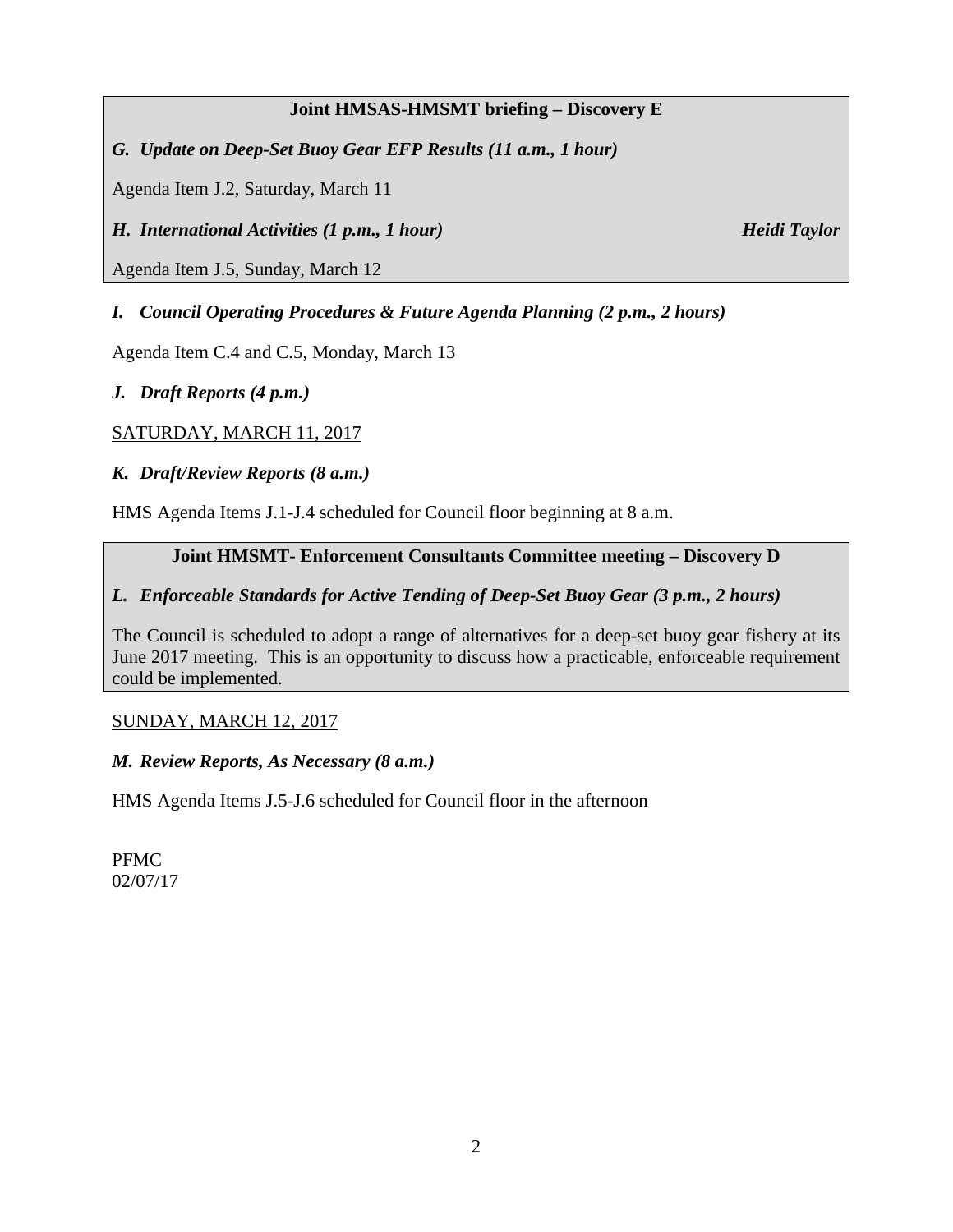**Joint HMSAS-HMSMT briefing – Discovery E**

*G. Update on Deep-Set Buoy Gear EFP Results (11 a.m., 1 hour)*

Agenda Item J.2, Saturday, March 11

*H. International Activities (1 p.m., 1 hour)* *Heidi Taylor*

Agenda Item J.5, Sunday, March 12

*I. Council Operating Procedures & Future Agenda Planning (2 p.m., 2 hours)*

Agenda Item C.4 and C.5, Monday, March 13

*J. Draft Reports (4 p.m.)*

<u>SATURDAY, MARCH 11, 2017</u>

*K. Draft/Review Reports (8 a.m.)*

HMS Agenda Items J.1-J.4 scheduled for Council floor beginning at 8 a.m.

**Joint HMSMT- Enforcement Consultants Committee meeting – Discovery D**

*L. Enforceable Standards for Active Tending of Deep-Set Buoy Gear (3 p.m., 2 hours)*

The Council is scheduled to adopt a range of alternatives for a deep-set buoy gear fishery at its June 2017 meeting. This is an opportunity to discuss how a practicable, enforceable requirement could be implemented.

<u>SUNDAY, MARCH 12, 2017</u>

*M. Review Reports, As Necessary (8 a.m.)*

HMS Agenda Items J.5-J.6 scheduled for Council floor in the afternoon

PFMC
02/07/17